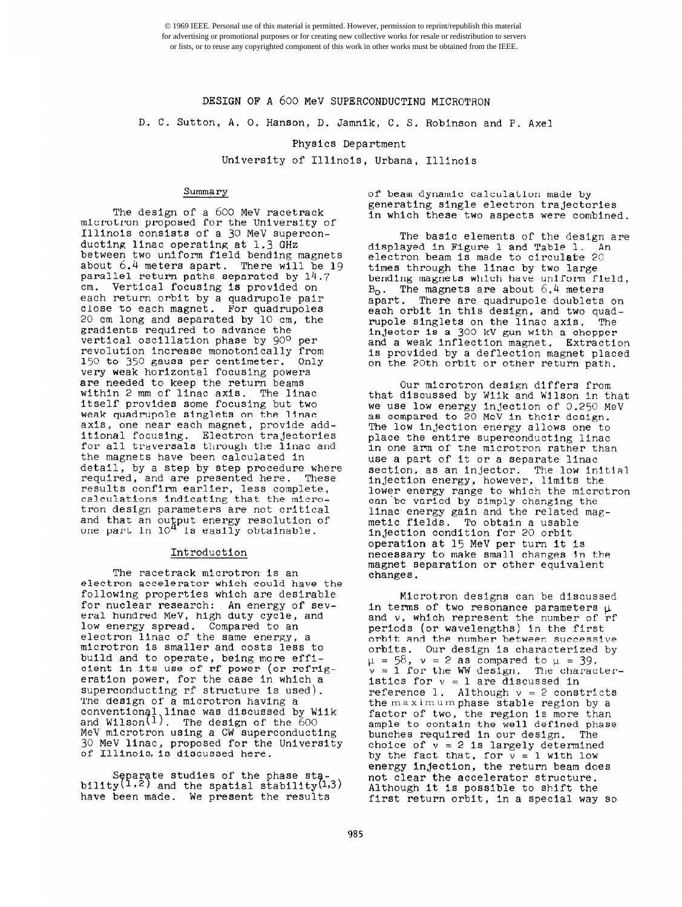© 1969 IEEE. Personal use of this material is permitted. However, permission to reprint/republish this material for advertising or promotional purposes or for creating new collective works for resale or redistribution to servers or lists, or to reuse any copyrighted component of this work in other works must be obtained from the IEEE.

# DESIGN OF A 600 MeV SUPERCONDUCTING MICROTRON

D. C. Sutton, A. O. Hanson, D. Jamnik, C. S. Robinson and P. Axel

Physics Department
University of Illinois, Urbana, Illinois

## Summary

The design of a 600 MeV racetrack microtron proposed for the University of Illinois consists of a 30 MeV superconducting linac operating at 1.3 GHz between two uniform field bending magnets about 6.4 meters apart. There will be 19 parallel return paths separated by 14.7 cm. Vertical focusing is provided on each return orbit by a quadrupole pair close to each magnet. For quadrupoles 20 cm long and separated by 10 cm, the gradients required to advance the vertical oscillation phase by 90° per revolution increase monotonically from 150 to 350 gauss per centimeter. Only very weak horizontal focusing powers are needed to keep the return beams within 2 mm of linac axis. The linac itself provides some focusing but two weak quadrupole singlets on the linac axis, one near each magnet, provide additional focusing. Electron trajectories for all traversals through the linac and the magnets have been calculated in detail, by a step by step procedure where required, and are presented here. These results confirm earlier, less complete, calculations indicating that the microtron design parameters are not critical and that an output energy resolution of one part in $10^4$ is easily obtainable.

## Introduction

The racetrack microtron is an electron accelerator which could have the following properties which are desirable for nuclear research: An energy of several hundred MeV, high duty cycle, and low energy spread. Compared to an electron linac of the same energy, a microtron is smaller and costs less to build and to operate, being more efficient in its use of rf power (or refrigeration power, for the case in which a superconducting rf structure is used). The design of a microtron having a conventional linac was discussed by Wiik and Wilson[1]. The design of the 600 MeV microtron using a CW superconducting 30 MeV linac, proposed for the University of Illinois, is discussed here.

Separate studies of the phase stability[1,2] and the spatial stability[1,3] have been made. We present the results of beam dynamic calculation made by generating single electron trajectories in which these two aspects were combined.

The basic elements of the design are displayed in Figure 1 and Table 1. An electron beam is made to circulate 20 times through the linac by two large bending magnets which have uniform field, $B_o$. The magnets are about 6.4 meters apart. There are quadrupole doublets on each orbit in this design, and two quadrupole singlets on the linac axis. The injector is a 300 kV gun with a chopper and a weak inflection magnet. Extraction is provided by a deflection magnet placed on the 20th orbit or other return path.

Our microtron design differs from that discussed by Wiik and Wilson in that we use low energy injection of 0.250 MeV as compared to 20 MeV in their design. The low injection energy allows one to place the entire superconducting linac in one arm of the microtron rather than use a part of it or a separate linac section, as an injector. The low initial injection energy, however, limits the lower energy range to which the microtron can be varied by simply changing the linac energy gain and the related magnetic fields. To obtain a usable injection condition for 20 orbit operation at 15 MeV per turn it is necessary to make small changes in the magnet separation or other equivalent changes.

Microtron designs can be discussed in terms of two resonance parameters $\mu$ and $\nu$, which represent the number of rf periods (or wavelengths) in the first orbit and the number between successive orbits. Our design is characterized by $\mu = 58$, $\nu = 2$ as compared to $\mu = 39$, $\nu = 1$ for the WW design. The characteristics for $\nu = 1$ are discussed in reference 1. Although $\nu = 2$ constricts the maximum phase stable region by a factor of two, the region is more than ample to contain the well defined phase bunches required in our design. The choice of $\nu = 2$ is largely determined by the fact that, for $\nu = 1$ with low energy injection, the return beam does not clear the accelerator structure. Although it is possible to shift the first return orbit, in a special way so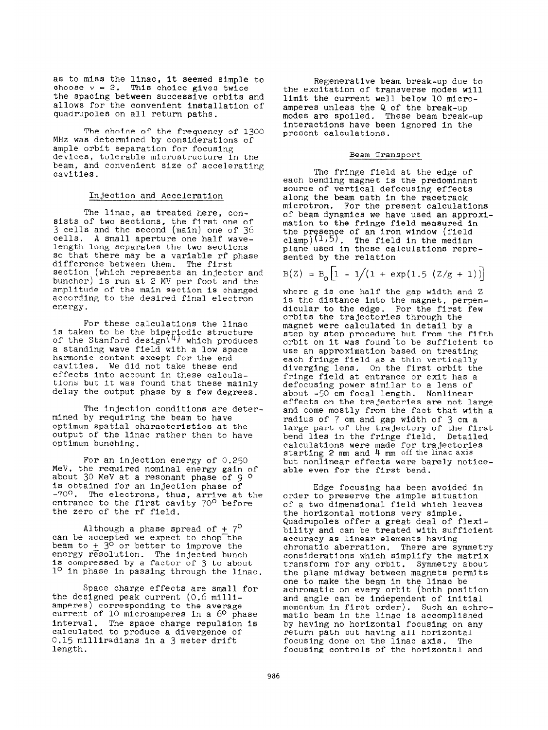as to miss the linac, it seemed simple to choose $\nu = 2$. This choice gives twice the spacing between successive orbits and allows for the convenient installation of quadrupoles on all return paths.

The choice of the frequency of 1300 MHz was determined by considerations of ample orbit separation for focusing devices, tolerable microstructure in the beam, and convenient size of accelerating cavities.

## Injection and Acceleration

The linac, as treated here, consists of two sections, the first one of 3 cells and the second (main) one of 36 cells. A small aperture one half wavelength long separates the two sections so that there may be a variable rf phase difference between them. The first section (which represents an injector and buncher) is run at 2 MV per foot and the amplitude of the main section is changed according to the desired final electron energy.

For these calculations the linac is taken to be the biperiodic structure of the Stanford design[4] which produces a standing wave field with a low space harmonic content except for the end cavities. We did not take these end effects into account in these calculations but it was found that these mainly delay the output phase by a few degrees.

The injection conditions are determined by requiring the beam to have optimum spatial characteristics at the output of the linac rather than to have optimum bunching.

For an injection energy of 0.250 MeV, the required nominal energy gain of about 30 MeV at a resonant phase of 9° is obtained for an injection phase of -70°. The electrons, thus, arrive at the entrance to the first cavity 70° before the zero of the rf field.

Although a phase spread of ± 7° can be accepted we expect to chop the beam to ± 3° or better to improve the energy resolution. The injected bunch is compressed by a factor of 3 to about 1° in phase in passing through the linac.

Space charge effects are small for the designed peak current (0.6 milliamperes) corresponding to the average current of 10 microamperes in a 6° phase interval. The space charge repulsion is calculated to produce a divergence of 0.15 milliradians in a 3 meter drift length.

Regenerative beam break-up due to the excitation of transverse modes will limit the current well below 10 microamperes unless the Q of the break-up modes are spoiled. These beam break-up interactions have been ignored in the present calculations.

## Beam Transport

The fringe field at the edge of each bending magnet is the predominant source of vertical defocusing effects along the beam path in the racetrack microtron. For the present calculations of beam dynamics we have used an approximation to the fringe field measured in the presence of an iron window (field clamp)[1,5]. The field in the median plane used in these calculations represented by the relation

$$B(Z) = B_o\left[1 - 1/(1 + \exp(1.5\ (Z/g + 1))\right]$$

where g is one half the gap width and Z is the distance into the magnet, perpendicular to the edge. For the first few orbits the trajectories through the magnet were calculated in detail by a step by step procedure but from the fifth orbit on it was found to be sufficient to use an approximation based on treating each fringe field as a thin vertically diverging lens. On the first orbit the fringe field at entrance or exit has a defocusing power similar to a lens of about -50 cm focal length. Nonlinear effects on the trajectories are not large and come mostly from the fact that with a radius of 7 cm and gap width of 3 cm a large part of the trajectory of the first bend lies in the fringe field. Detailed calculations were made for trajectories starting 2 mm and 4 mm off the linac axis but nonlinear effects were barely noticeable even for the first bend.

Edge focusing has been avoided in order to preserve the simple situation of a two dimensional field which leaves the horizontal motions very simple. Quadrupoles offer a great deal of flexibility and can be treated with sufficient accuracy as linear elements having chromatic aberration. There are symmetry considerations which simplify the matrix transform for any orbit. Symmetry about the plane midway between magnets permits one to make the beam in the linac be achromatic on every orbit (both position and angle can be independent of initial momentum in first order). Such an achromatic beam in the linac is accomplished by having no horizontal focusing on any return path but having all horizontal focusing done on the linac axis. The focusing controls of the horizontal and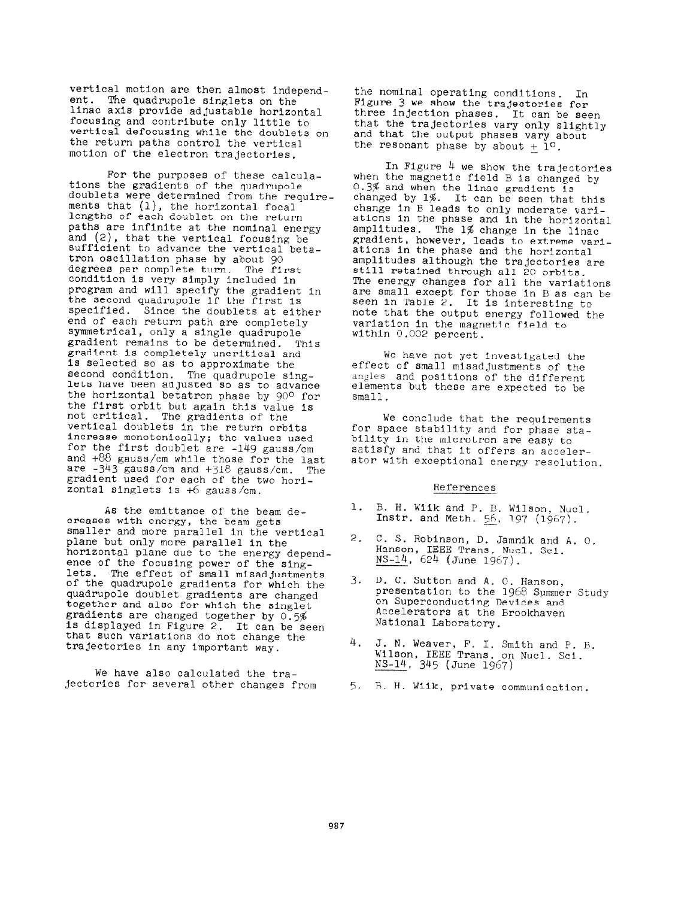vertical motion are then almost independent. The quadrupole singlets on the linac axis provide adjustable horizontal focusing and contribute only little to vertical defocusing while the doublets on the return paths control the vertical motion of the electron trajectories.

For the purposes of these calculations the gradients of the quadrupole doublets were determined from the requirements that (1), the horizontal focal lengths of each doublet on the return paths are infinite at the nominal energy and (2), that the vertical focusing be sufficient to advance the vertical betatron oscillation phase by about 90 degrees per complete turn. The first condition is very simply included in program and will specify the gradient in the second quadrupole if the first is specified. Since the doublets at either end of each return path are completely symmetrical, only a single quadrupole gradient remains to be determined. This gradient is completely uncritical and is selected so as to approximate the second condition. The quadrupole singlets have been adjusted so as to advance the horizontal betatron phase by 90° for the first orbit but again this value is not critical. The gradients of the vertical doublets in the return orbits increase monotonically; the values used for the first doublet are -149 gauss/cm and +88 gauss/cm while those for the last are -343 gauss/cm and +318 gauss/cm. The gradient used for each of the two horizontal singlets is +6 gauss/cm.

As the emittance of the beam decreases with energy, the beam gets smaller and more parallel in the vertical plane but only more parallel in the horizontal plane due to the energy dependence of the focusing power of the singlets. The effect of small misadjustments of the quadrupole gradients for which the quadrupole doublet gradients are changed together and also for which the singlet gradients are changed together by 0.5% is displayed in Figure 2. It can be seen that such variations do not change the trajectories in any important way.

We have also calculated the trajectories for several other changes from the nominal operating conditions. In Figure 3 we show the trajectories for three injection phases. It can be seen that the trajectories vary only slightly and that the output phases vary about the resonant phase by about $\pm 1°$.

In Figure 4 we show the trajectories when the magnetic field B is changed by 0.3% and when the linac gradient is changed by 1%. It can be seen that this change in B leads to only moderate variations in the phase and in the horizontal amplitudes. The 1% change in the linac gradient, however, leads to extreme variations in the phase and the horizontal amplitudes although the trajectories are still retained through all 20 orbits. The energy changes for all the variations are small except for those in B as can be seen in Table 2. It is interesting to note that the output energy followed the variation in the magnetic field to within 0.002 percent.

We have not yet investigated the effect of small misadjustments of the angles and positions of the different elements but these are expected to be small.

We conclude that the requirements for space stability and for phase stability in the microtron are easy to satisfy and that it offers an accelerator with exceptional energy resolution.

## References

1. B. H. Wiik and P. B. Wilson, Nucl. Instr. and Meth. 56, 197 (1967).
2. C. S. Robinson, D. Jamnik and A. O. Hanson, IEEE Trans. Nucl. Sci. NS-14, 624 (June 1967).
3. D. C. Sutton and A. O. Hanson, presentation to the 1968 Summer Study on Superconducting Devices and Accelerators at the Brookhaven National Laboratory.
4. J. N. Weaver, F. I. Smith and P. B. Wilson, IEEE Trans. on Nucl. Sci. NS-14, 345 (June 1967)
5. B. H. Wiik, private communication.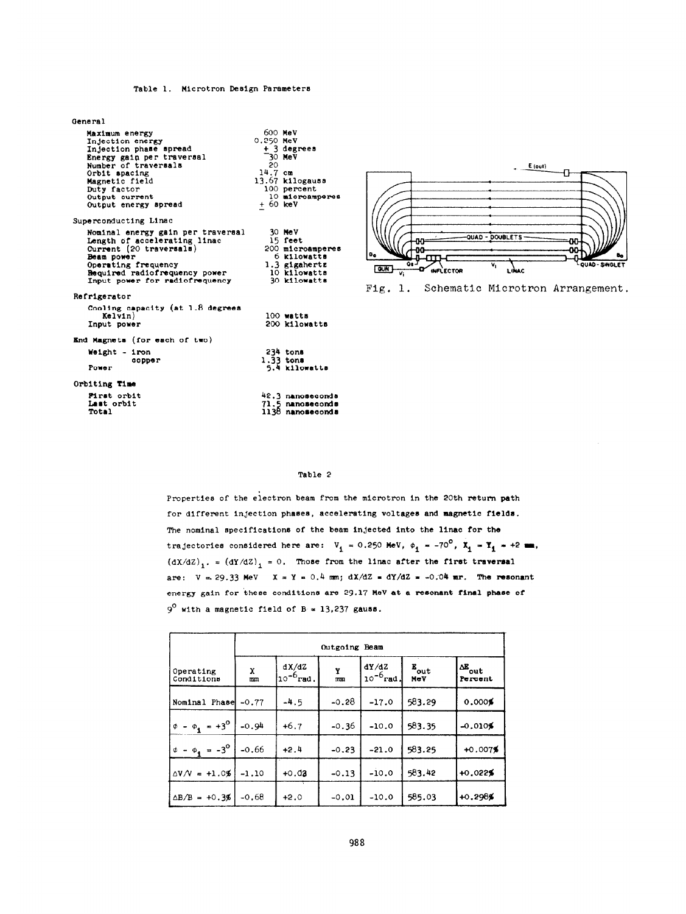Table 1. Microtron Design Parameters

| | |
|---|---|
| **General** | |
| Maximum energy | 600 MeV |
| Injection energy | 0.250 MeV |
| Injection phase spread | ± 3 degrees |
| Energy gain per traversal | ~30 MeV |
| Number of traversals | 20 |
| Orbit spacing | 14.7 cm |
| Magnetic field | 13.67 kilogauss |
| Duty factor | 100 percent |
| Output current | 10 microamperes |
| Output energy spread | ± 60 keV |
| **Superconducting Linac** | |
| Nominal energy gain per traversal | 30 MeV |
| Length of accelerating linac | 15 feet |
| Current (20 traversals) | 200 microamperes |
| Beam power | 6 kilowatts |
| Operating frequency | 1.3 gigahertz |
| Required radiofrequency power | 10 kilowatts |
| Input power for radiofrequency | 30 kilowatts |
| **Refrigerator** | |
| Cooling capacity (at 1.8 degrees Kelvin) | 100 watts |
| Input power | 200 kilowatts |
| **End Magnets (for each of two)** | |
| Weight - iron | 234 tons |
| copper | 1.33 tons |
| Power | 5.4 kilowatts |
| **Orbiting Time** | |
| First orbit | 42.3 nanoseconds |
| Last orbit | 71.5 nanoseconds |
| Total | 1138 nanoseconds |

Fig. 1. Schematic Microtron Arrangement.

Table 2

Properties of the electron beam from the microtron in the 20th return path for different injection phases, accelerating voltages and magnetic fields. The nominal specifications of the beam injected into the linac for the trajectories considered here are: $V_1 = 0.250$ MeV, $\phi_1 = -70^\circ$, $X_1 = Y_1 = +2$ mm, $(dX/dZ)_1 = (dY/dZ)_1 = 0$. Those from the linac after the first traversal are: $V = 29.33$ MeV $X = Y = 0.4$ mm; $dX/dZ = dY/dZ = -0.04$ mr. The resonant energy gain for these conditions are 29.17 MeV at a resonant final phase of $9^\circ$ with a magnetic field of $B = 13{,}237$ gauss.

| | Outgoing Beam | | | | | |
|---|---|---|---|---|---|---|
| Operating Conditions | X mm | dX/dZ $10^{-6}$rad. | Y mm | dY/dZ $10^{-6}$rad. | $E_{out}$ MeV | $\Delta E_{out}$ Percent |
| Nominal Phase | -0.77 | -4.5 | -0.28 | -17.0 | 583.29 | 0.000% |
| $\phi - \phi_1 = +3^\circ$ | -0.94 | +6.7 | -0.36 | -10.0 | 583.35 | -0.010% |
| $\phi - \phi_1 = -3^\circ$ | -0.66 | +2.4 | -0.23 | -21.0 | 583.25 | +0.007% |
| $\Delta V/V = +1.0\%$ | -1.10 | +0.02 | -0.13 | -10.0 | 583.42 | +0.022% |
| $\Delta B/B = +0.3\%$ | -0.68 | +2.0 | -0.01 | -10.0 | 585.03 | +0.298% |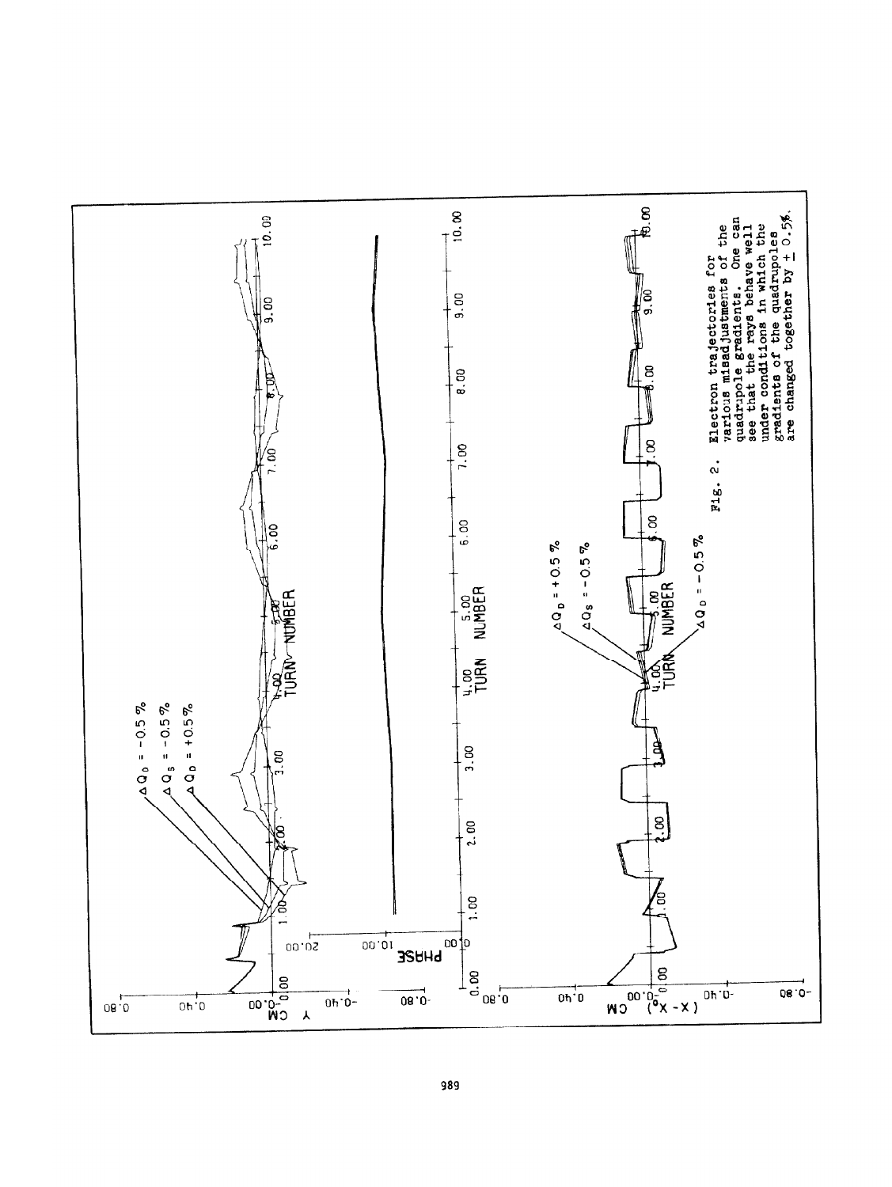Fig. 2. Electron trajectories for various misadjustments of the quadrupole gradients. One can see that the rays behave well under conditions in which the gradients of the quadrupoles are changed together by ± 0.5%.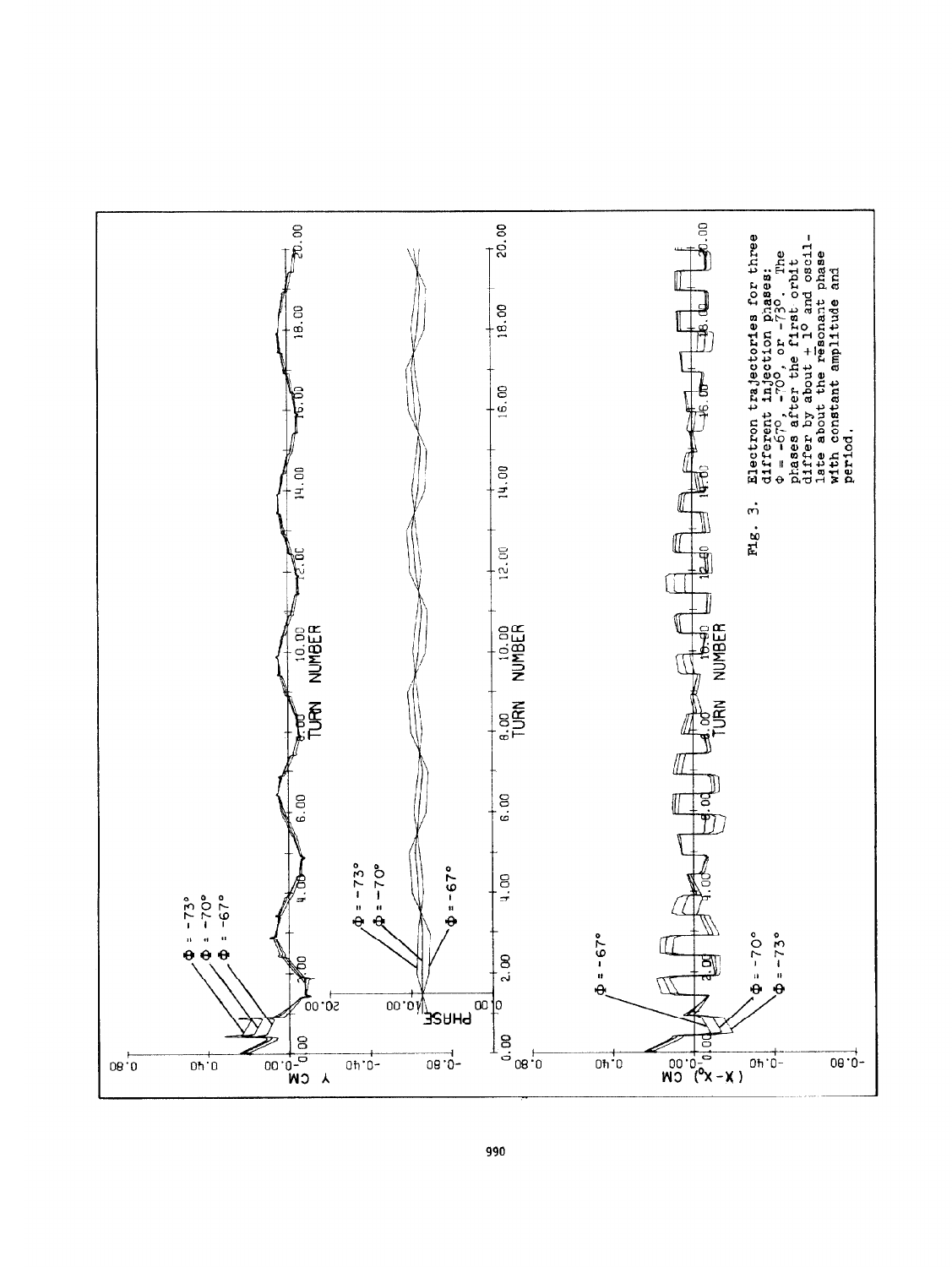Fig. 3. Electron trajectories for three different injection phases: $\Phi = -67°$, $-70°$, or $-73°$. The phases after the first orbit differ by about $\pm 1°$ and oscillate about the resonant phase with constant amplitude and period.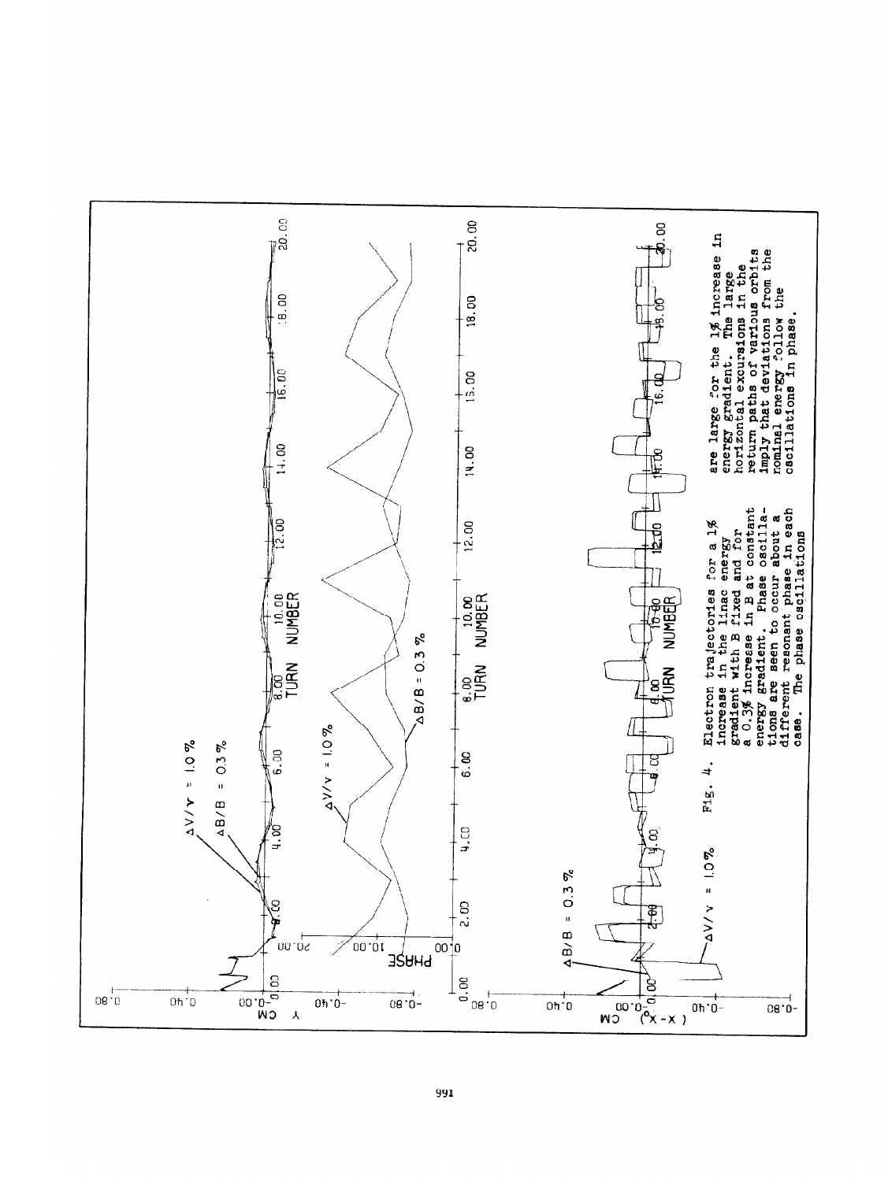Y CM

0.80

0.40

0.00

-0.40

-0.80

$\Delta V/v$ = 1.0 %

$\Delta B/B$ = 0.3 %

0.00 2.00 4.00 6.00 8.00 10.00 12.00 14.00 16.00 18.00 20.00

TURN NUMBER

PHASE

20.00

10.00

0.00

$\Delta V/v$ = 1.0 %

$\Delta B/B$ = 0.3 %

0.00 2.00 4.00 6.00 8.00 10.00 12.00 14.00 16.00 18.00 20.00

TURN NUMBER

$(x - x_0)$ CM

0.80

0.40

0.00

-0.40

-0.80

$\Delta B/B$ = 0.3 %

$\Delta V/v$ = 1.0 %

0.00 2.00 4.00 6.00 8.00 10.00 12.00 14.00 16.00 18.00 20.00

TURN NUMBER

Fig. 4. Electron trajectories for a 1% increase in the linac energy gradient with B fixed and for a 0.3% increase in B at constant energy gradient. Phase oscillations are seen to occur about a different resonant phase in each case. The phase oscillations are large for the 1% increase in energy gradient. The large horizontal excursions in the return paths of various orbits imply that deviations from the nominal energy follow the oscillations in phase.